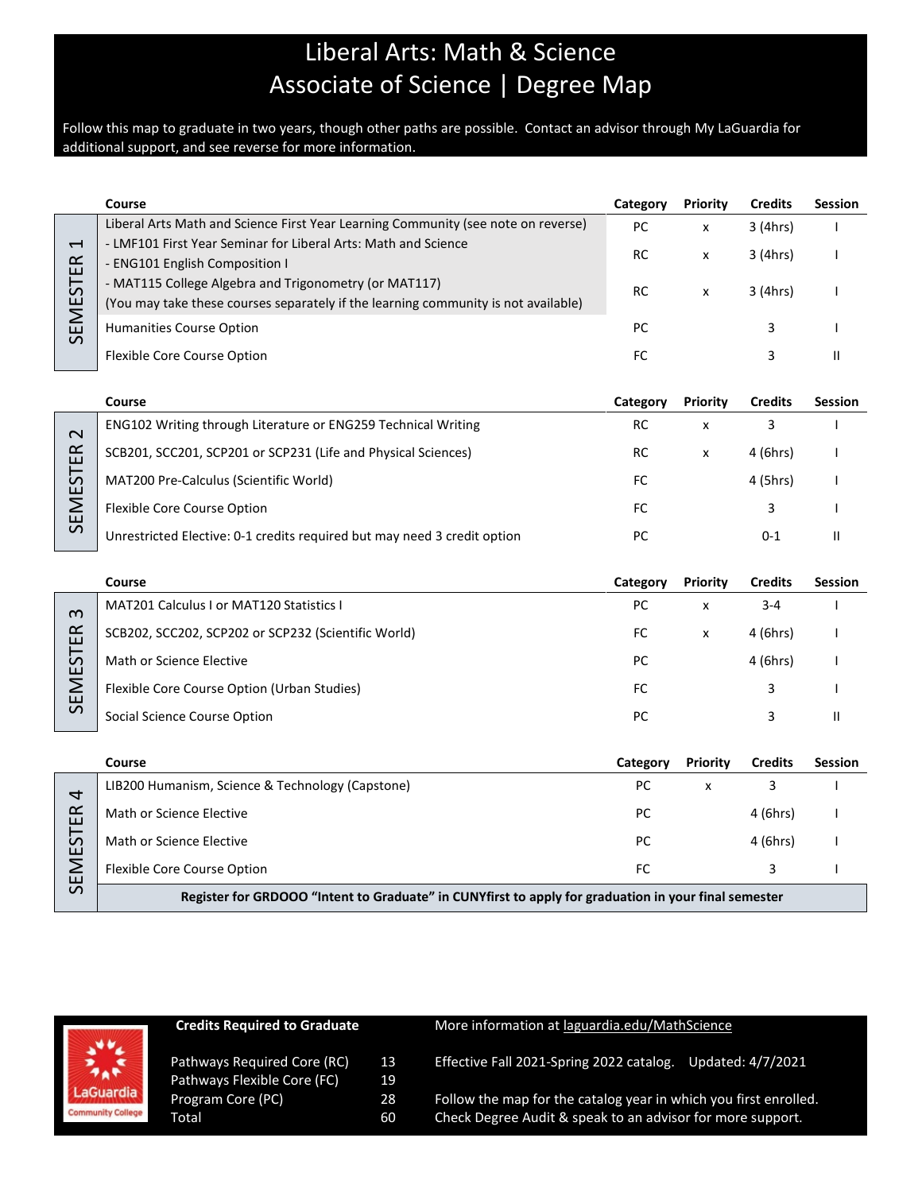# Liberal Arts: Math & Science
# Associate of Science | Degree Map

Follow this map to graduate in two years, though other paths are possible. Contact an advisor through My LaGuardia for additional support, and see reverse for more information.

## SEMESTER 1

| Course | Category | Priority | Credits | Session |
|---|---|---|---|---|
| Liberal Arts Math and Science First Year Learning Community (see note on reverse) | PC | x | 3 (4hrs) | I |
| - LMF101 First Year Seminar for Liberal Arts: Math and Science<br>- ENG101 English Composition I | RC | x | 3 (4hrs) | I |
| - MAT115 College Algebra and Trigonometry (or MAT117)<br>(You may take these courses separately if the learning community is not available) | RC | x | 3 (4hrs) | I |
| Humanities Course Option | PC | | 3 | I |
| Flexible Core Course Option | FC | | 3 | II |

## SEMESTER 2

| Course | Category | Priority | Credits | Session |
|---|---|---|---|---|
| ENG102 Writing through Literature or ENG259 Technical Writing | RC | x | 3 | I |
| SCB201, SCC201, SCP201 or SCP231 (Life and Physical Sciences) | RC | x | 4 (6hrs) | I |
| MAT200 Pre-Calculus (Scientific World) | FC | | 4 (5hrs) | I |
| Flexible Core Course Option | FC | | 3 | I |
| Unrestricted Elective: 0-1 credits required but may need 3 credit option | PC | | 0-1 | II |

## SEMESTER 3

| Course | Category | Priority | Credits | Session |
|---|---|---|---|---|
| MAT201 Calculus I or MAT120 Statistics I | PC | x | 3-4 | I |
| SCB202, SCC202, SCP202 or SCP232 (Scientific World) | FC | x | 4 (6hrs) | I |
| Math or Science Elective | PC | | 4 (6hrs) | I |
| Flexible Core Course Option (Urban Studies) | FC | | 3 | I |
| Social Science Course Option | PC | | 3 | II |

## SEMESTER 4

| Course | Category | Priority | Credits | Session |
|---|---|---|---|---|
| LIB200 Humanism, Science & Technology (Capstone) | PC | x | 3 | I |
| Math or Science Elective | PC | | 4 (6hrs) | I |
| Math or Science Elective | PC | | 4 (6hrs) | I |
| Flexible Core Course Option | FC | | 3 | I |

**Register for GRDOOO "Intent to Graduate" in CUNYfirst to apply for graduation in your final semester**

LaGuardia Community College

**Credits Required to Graduate**

| | |
|---|---|
| Pathways Required Core (RC) | 13 |
| Pathways Flexible Core (FC) | 19 |
| Program Core (PC) | 28 |
| Total | 60 |

More information at laguardia.edu/MathScience

Effective Fall 2021-Spring 2022 catalog. Updated: 4/7/2021

Follow the map for the catalog year in which you first enrolled.
Check Degree Audit & speak to an advisor for more support.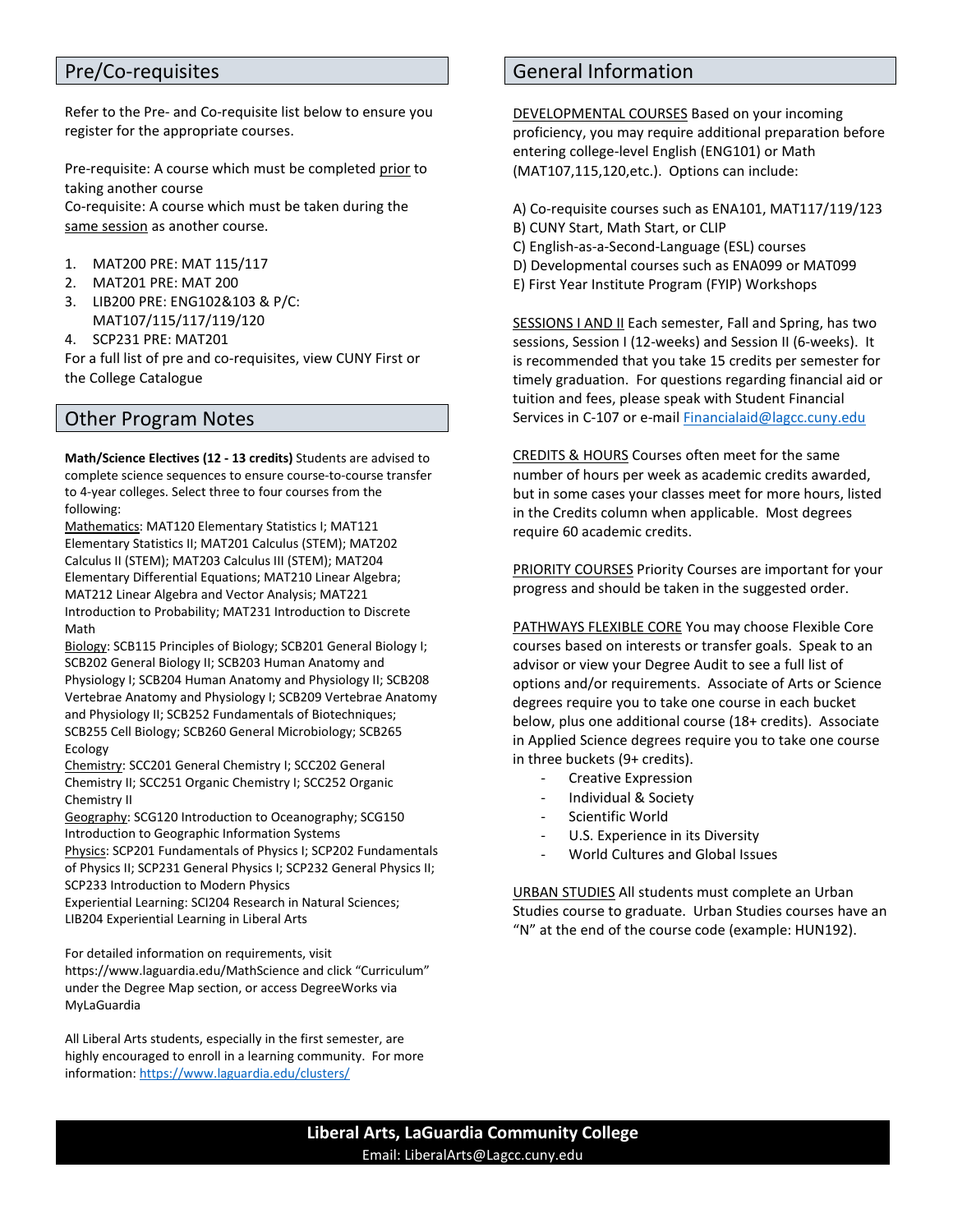## Pre/Co-requisites

Refer to the Pre- and Co-requisite list below to ensure you register for the appropriate courses.

Pre-requisite: A course which must be completed prior to taking another course
Co-requisite: A course which must be taken during the same session as another course.

1. MAT200 PRE: MAT 115/117
2. MAT201 PRE: MAT 200
3. LIB200 PRE: ENG102&103 & P/C: MAT107/115/117/119/120
4. SCP231 PRE: MAT201

For a full list of pre and co-requisites, view CUNY First or the College Catalogue

## Other Program Notes

**Math/Science Electives (12 - 13 credits)** Students are advised to complete science sequences to ensure course-to-course transfer to 4-year colleges. Select three to four courses from the following:

Mathematics: MAT120 Elementary Statistics I; MAT121 Elementary Statistics II; MAT201 Calculus (STEM); MAT202 Calculus II (STEM); MAT203 Calculus III (STEM); MAT204 Elementary Differential Equations; MAT210 Linear Algebra; MAT212 Linear Algebra and Vector Analysis; MAT221 Introduction to Probability; MAT231 Introduction to Discrete Math

Biology: SCB115 Principles of Biology; SCB201 General Biology I; SCB202 General Biology II; SCB203 Human Anatomy and Physiology I; SCB204 Human Anatomy and Physiology II; SCB208 Vertebrae Anatomy and Physiology I; SCB209 Vertebrae Anatomy and Physiology II; SCB252 Fundamentals of Biotechniques; SCB255 Cell Biology; SCB260 General Microbiology; SCB265 Ecology

Chemistry: SCC201 General Chemistry I; SCC202 General Chemistry II; SCC251 Organic Chemistry I; SCC252 Organic Chemistry II

Geography: SCG120 Introduction to Oceanography; SCG150 Introduction to Geographic Information Systems

Physics: SCP201 Fundamentals of Physics I; SCP202 Fundamentals of Physics II; SCP231 General Physics I; SCP232 General Physics II; SCP233 Introduction to Modern Physics

Experiential Learning: SCI204 Research in Natural Sciences; LIB204 Experiential Learning in Liberal Arts

For detailed information on requirements, visit https://www.laguardia.edu/MathScience and click "Curriculum" under the Degree Map section, or access DegreeWorks via MyLaGuardia

All Liberal Arts students, especially in the first semester, are highly encouraged to enroll in a learning community. For more information: https://www.laguardia.edu/clusters/

## General Information

DEVELOPMENTAL COURSES Based on your incoming proficiency, you may require additional preparation before entering college-level English (ENG101) or Math (MAT107,115,120,etc.). Options can include:

A) Co-requisite courses such as ENA101, MAT117/119/123
B) CUNY Start, Math Start, or CLIP
C) English-as-a-Second-Language (ESL) courses
D) Developmental courses such as ENA099 or MAT099
E) First Year Institute Program (FYIP) Workshops

SESSIONS I AND II Each semester, Fall and Spring, has two sessions, Session I (12-weeks) and Session II (6-weeks). It is recommended that you take 15 credits per semester for timely graduation. For questions regarding financial aid or tuition and fees, please speak with Student Financial Services in C-107 or e-mail Financialaid@lagcc.cuny.edu

CREDITS & HOURS Courses often meet for the same number of hours per week as academic credits awarded, but in some cases your classes meet for more hours, listed in the Credits column when applicable. Most degrees require 60 academic credits.

PRIORITY COURSES Priority Courses are important for your progress and should be taken in the suggested order.

PATHWAYS FLEXIBLE CORE You may choose Flexible Core courses based on interests or transfer goals. Speak to an advisor or view your Degree Audit to see a full list of options and/or requirements. Associate of Arts or Science degrees require you to take one course in each bucket below, plus one additional course (18+ credits). Associate in Applied Science degrees require you to take one course in three buckets (9+ credits).

- Creative Expression
- Individual & Society
- Scientific World
- U.S. Experience in its Diversity
- World Cultures and Global Issues

URBAN STUDIES All students must complete an Urban Studies course to graduate. Urban Studies courses have an "N" at the end of the course code (example: HUN192).

**Liberal Arts, LaGuardia Community College**
Email: LiberalArts@Lagcc.cuny.edu